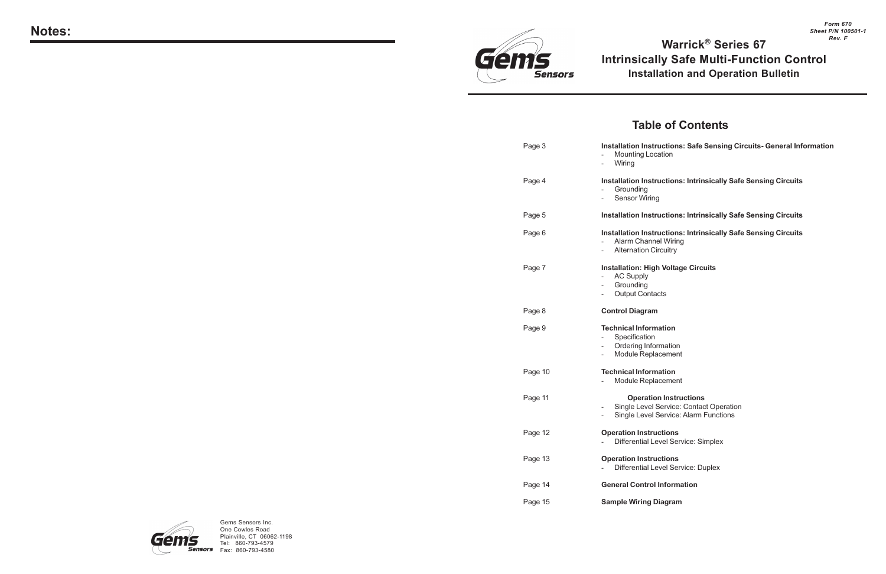## Notes:

Gems Sensors Inc.
One Cowles Road
Plainville, CT 06062-1198
Tel: 860-793-4579
Fax: 860-793-4580

*Form 670*
*Sheet P/N 100501-1*
*Rev. F*

# Warrick® Series 67
# Intrinsically Safe Multi-Function Control
### Installation and Operation Bulletin

## Table of Contents

| | |
|---|---|
| Page 3 | **Installation Instructions: Safe Sensing Circuits- General Information**<br>- Mounting Location<br>- Wiring |
| Page 4 | **Installation Instructions: Intrinsically Safe Sensing Circuits**<br>- Grounding<br>- Sensor Wiring |
| Page 5 | **Installation Instructions: Intrinsically Safe Sensing Circuits** |
| Page 6 | **Installation Instructions: Intrinsically Safe Sensing Circuits**<br>- Alarm Channel Wiring<br>- Alternation Circuitry |
| Page 7 | **Installation: High Voltage Circuits**<br>- AC Supply<br>- Grounding<br>- Output Contacts |
| Page 8 | **Control Diagram** |
| Page 9 | **Technical Information**<br>- Specification<br>- Ordering Information<br>- Module Replacement |
| Page 10 | **Technical Information**<br>- Module Replacement |
| Page 11 | **Operation Instructions**<br>- Single Level Service: Contact Operation<br>- Single Level Service: Alarm Functions |
| Page 12 | **Operation Instructions**<br>- Differential Level Service: Simplex |
| Page 13 | **Operation Instructions**<br>- Differential Level Service: Duplex |
| Page 14 | **General Control Information** |
| Page 15 | **Sample Wiring Diagram** |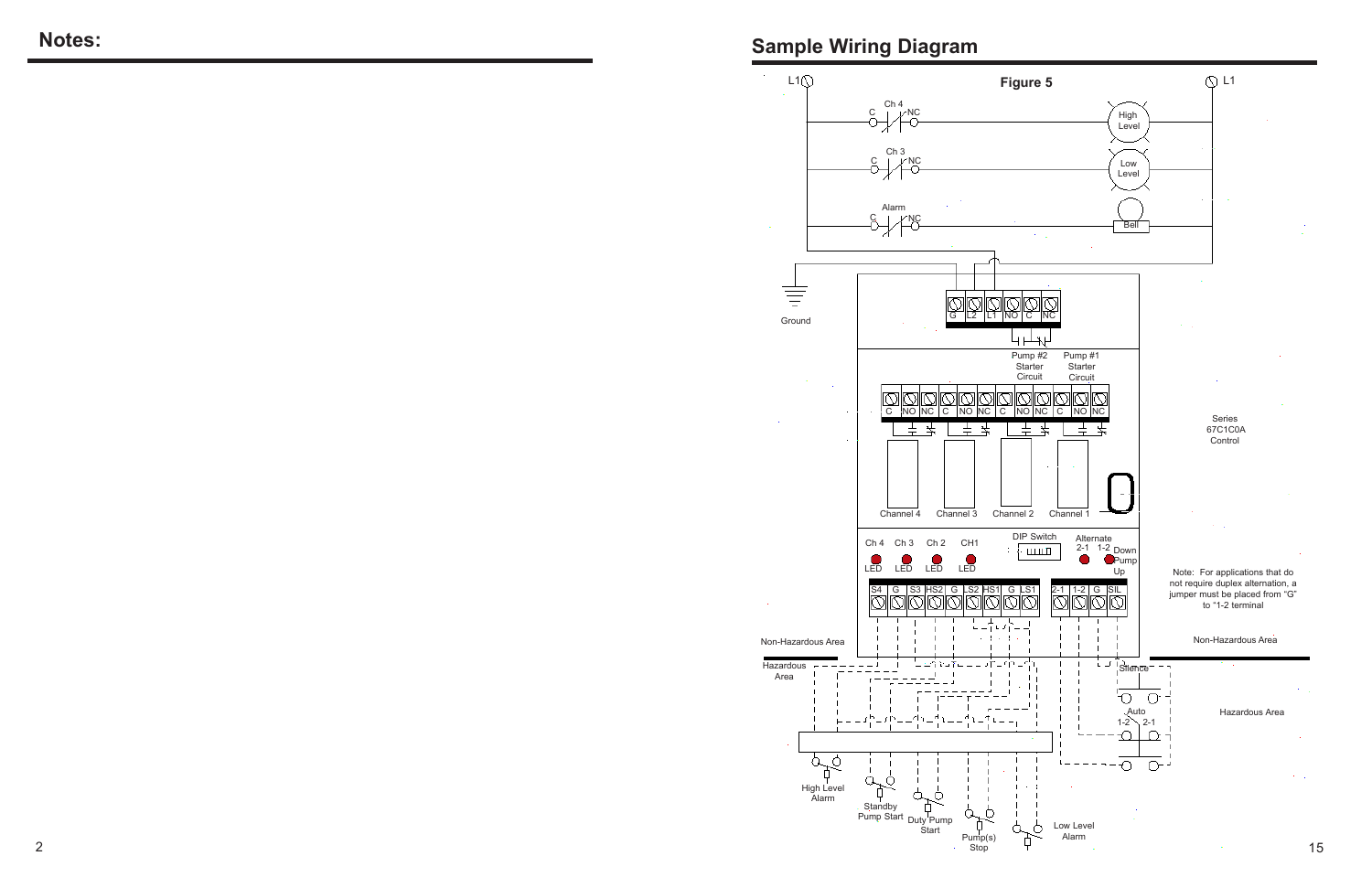## Notes:

## Sample Wiring Diagram

Figure 5

L1

L1

C

Ch 4

NC

High Level

C

Ch 3

NC

Low Level

C

Alarm

NC

Bell

Ground

G L2 L1 NO C NC

Pump #2 Starter Circuit

Pump #1 Starter Circuit

C NO NC C NO NC C NO NC C NO NC

Channel 4

Channel 3

Channel 2

Channel 1

Series 67C1C0A Control

Ch 4 LED

Ch 3 LED

Ch 2 LED

CH1 LED

DIP Switch

Alternate 2-1 1-2

Down Pump Up

S4 G S3 HS2 G LS2 HS1 G LS1

2-1 1-2 G SIL

Note: For applications that do not require duplex alternation, a jumper must be placed from "G" to "1-2 terminal

Non-Hazardous Area

Non-Hazardous Area

Hazardous Area

Hazardous Area

Silence

Auto

1-2

2-1

High Level Alarm

Standby Pump Start

Duty Pump Start

Pump(s) Stop

Low Level Alarm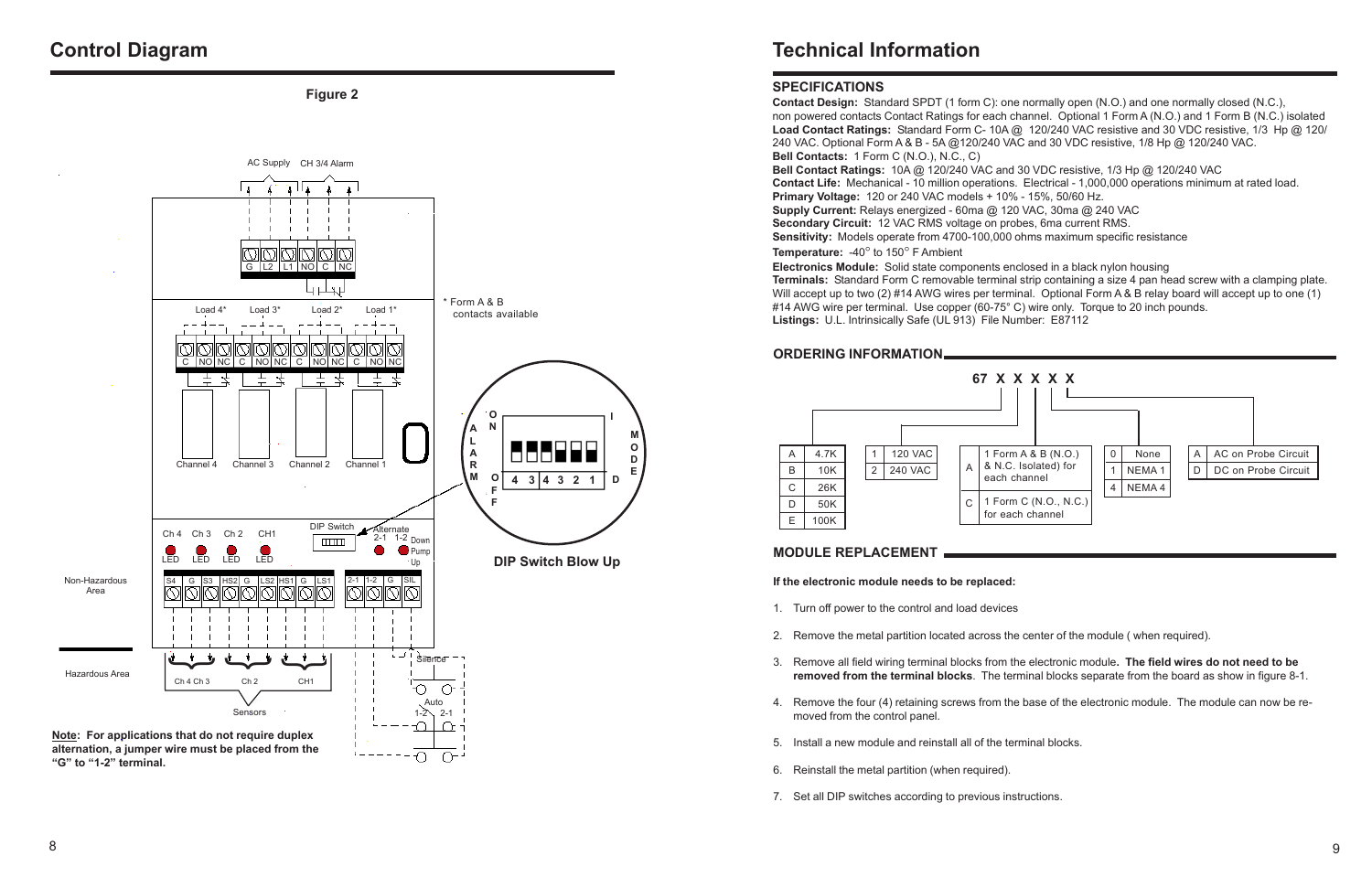# Control Diagram

Figure 2

AC Supply CH 3/4 Alarm

G L2 L1 NO C NC

* Form A & B contacts available

Load 4* Load 3* Load 2* Load 1*

C NO NC C NO NC C NO NC C NO NC

Channel 4 Channel 3 Channel 2 Channel 1

ALARM ON OFF 4 3 4 3 2 1 MODE I D

DIP Switch Blow Up

Ch 4 Ch 3 Ch 2 CH1 DIP Switch Alternate 2-1 1-2 Down Pump Up

LED LED LED LED

S4 G S3 HS2 G LS2 HS1 G LS1 2-1 1-2 G SIL

Non-Hazardous Area

Hazardous Area

Ch 4 Ch 3 Ch 2 CH1

Sensors

Silence

Auto 1-2 2-1

**Note: For applications that do not require duplex alternation, a jumper wire must be placed from the "G" to "1-2" terminal.**

# Technical Information

## SPECIFICATIONS

**Contact Design:** Standard SPDT (1 form C): one normally open (N.O.) and one normally closed (N.C.), non powered contacts Contact Ratings for each channel. Optional 1 Form A (N.O.) and 1 Form B (N.C.) isolated

**Load Contact Ratings:** Standard Form C- 10A @ 120/240 VAC resistive and 30 VDC resistive, 1/3 Hp @ 120/240 VAC. Optional Form A & B - 5A @120/240 VAC and 30 VDC resistive, 1/8 Hp @ 120/240 VAC.

**Bell Contacts:** 1 Form C (N.O.), N.C., C)

**Bell Contact Ratings:** 10A @ 120/240 VAC and 30 VDC resistive, 1/3 Hp @ 120/240 VAC

**Contact Life:** Mechanical - 10 million operations. Electrical - 1,000,000 operations minimum at rated load.

**Primary Voltage:** 120 or 240 VAC models + 10% - 15%, 50/60 Hz.

**Supply Current:** Relays energized - 60ma @ 120 VAC, 30ma @ 240 VAC

**Secondary Circuit:** 12 VAC RMS voltage on probes, 6ma current RMS.

**Sensitivity:** Models operate from 4700-100,000 ohms maximum specific resistance

**Temperature:** -40° to 150° F Ambient

**Electronics Module:** Solid state components enclosed in a black nylon housing

**Terminals:** Standard Form C removable terminal strip containing a size 4 pan head screw with a clamping plate. Will accept up to two (2) #14 AWG wires per terminal. Optional Form A & B relay board will accept up to one (1) #14 AWG wire per terminal. Use copper (60-75° C) wire only. Torque to 20 inch pounds.

**Listings:** U.L. Intrinsically Safe (UL 913) File Number: E87112

## ORDERING INFORMATION

67 X X X X X

| | |
|---|---|
| A | 4.7K |
| B | 10K |
| C | 26K |
| D | 50K |
| E | 100K |

| | |
|---|---|
| 1 | 120 VAC |
| 2 | 240 VAC |

| | |
|---|---|
| A | 1 Form A & B (N.O.) & N.C. Isolated) for each channel |
| C | 1 Form C (N.O., N.C.) for each channel |

| | |
|---|---|
| 0 | None |
| 1 | NEMA 1 |
| 4 | NEMA 4 |

| | |
|---|---|
| A | AC on Probe Circuit |
| D | DC on Probe Circuit |

## MODULE REPLACEMENT

**If the electronic module needs to be replaced:**

1. Turn off power to the control and load devices
2. Remove the metal partition located across the center of the module ( when required).
3. Remove all field wiring terminal blocks from the electronic module**. The field wires do not need to be removed from the terminal blocks**. The terminal blocks separate from the board as show in figure 8-1.
4. Remove the four (4) retaining screws from the base of the electronic module. The module can now be removed from the control panel.
5. Install a new module and reinstall all of the terminal blocks.
6. Reinstall the metal partition (when required).
7. Set all DIP switches according to previous instructions.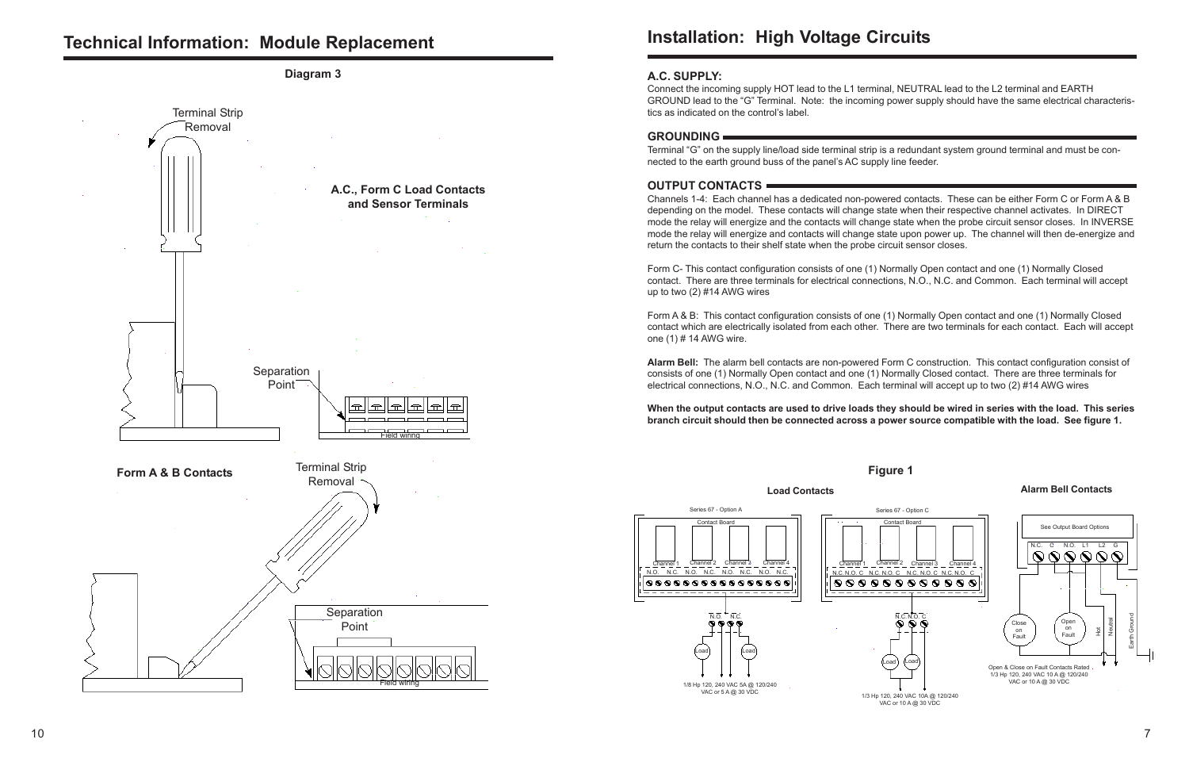# Technical Information: Module Replacement

**Diagram 3**

Terminal Strip Removal

**A.C., Form C Load Contacts and Sensor Terminals**

Separation Point

Field wiring

**Form A & B Contacts**

Terminal Strip Removal

Separation Point

Field wiring

# Installation: High Voltage Circuits

## A.C. SUPPLY:

Connect the incoming supply HOT lead to the L1 terminal, NEUTRAL lead to the L2 terminal and EARTH GROUND lead to the "G" Terminal. Note: the incoming power supply should have the same electrical characteristics as indicated on the control's label.

## GROUNDING

Terminal "G" on the supply line/load side terminal strip is a redundant system ground terminal and must be connected to the earth ground buss of the panel's AC supply line feeder.

## OUTPUT CONTACTS

Channels 1-4: Each channel has a dedicated non-powered contacts. These can be either Form C or Form A & B depending on the model. These contacts will change state when their respective channel activates. In DIRECT mode the relay will energize and the contacts will change state when the probe circuit sensor closes. In INVERSE mode the relay will energize and contacts will change state upon power up. The channel will then de-energize and return the contacts to their shelf state when the probe circuit sensor closes.

Form C- This contact configuration consists of one (1) Normally Open contact and one (1) Normally Closed contact. There are three terminals for electrical connections, N.O., N.C. and Common. Each terminal will accept up to two (2) #14 AWG wires

Form A & B: This contact configuration consists of one (1) Normally Open contact and one (1) Normally Closed contact which are electrically isolated from each other. There are two terminals for each contact. Each will accept one (1) # 14 AWG wire.

**Alarm Bell:** The alarm bell contacts are non-powered Form C construction. This contact configuration consist of consists of one (1) Normally Open contact and one (1) Normally Closed contact. There are three terminals for electrical connections, N.O., N.C. and Common. Each terminal will accept up to two (2) #14 AWG wires

**When the output contacts are used to drive loads they should be wired in series with the load. This series branch circuit should then be connected across a power source compatible with the load. See figure 1.**

**Figure 1**

**Load Contacts**

Series 67 - Option A

Contact Board

Channel 1 Channel 2 Channel 3 Channel 4

N.O. N.C. N.O. N.C. N.O. N.C. N.O. N.C.

N.O. N.C.

Load Load

1/8 Hp 120, 240 VAC 5A @ 120/240 VAC or 5 A @ 30 VDC

Series 67 - Option C

Contact Board

Channel 1 Channel 2 Channel 3 Channel 4

N.C. N.O. C N.C. N.O. C N.C. N.O. C N.C. N.O. C

N.C. N.O. C

Load Load

1/3 Hp 120, 240 VAC 10A @ 120/240 VAC or 10 A @ 30 VDC

**Alarm Bell Contacts**

See Output Board Options

N.C. C N.O. L1 L2 G

Close on Fault

Open on Fault

Hot Neutral Earth Ground

Open & Close on Fault Contacts Rated 1/3 Hp 120, 240 VAC 10 A @ 120/240 VAC or 10 A @ 30 VDC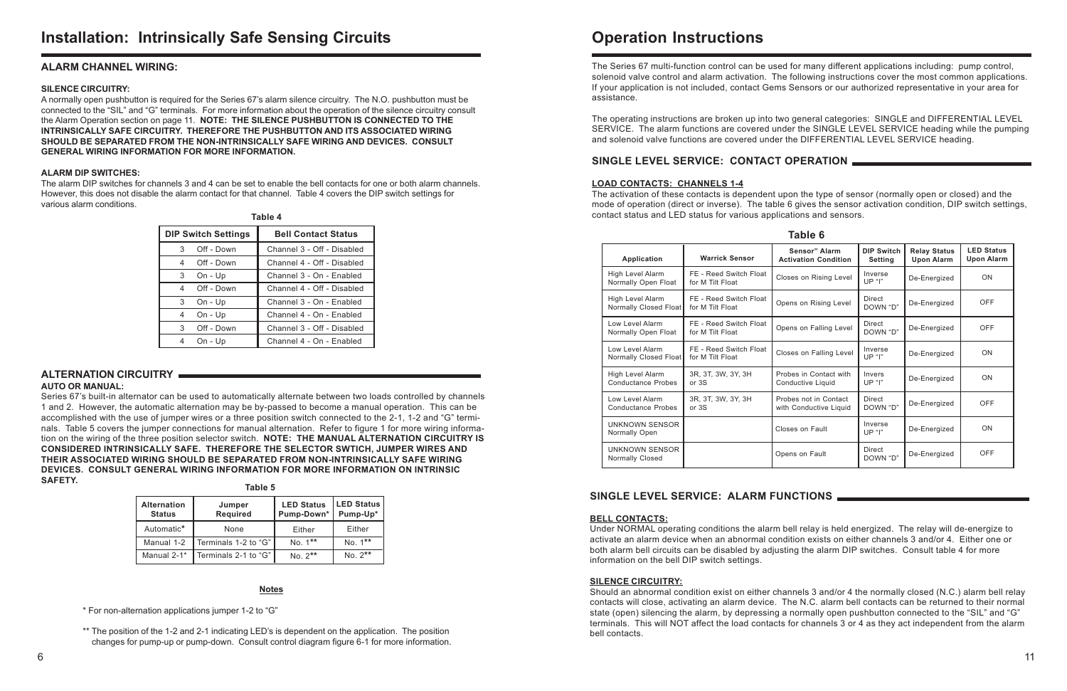# Installation: Intrinsically Safe Sensing Circuits

## ALARM CHANNEL WIRING:

### SILENCE CIRCUITRY:

A normally open pushbutton is required for the Series 67's alarm silence circuitry. The N.O. pushbutton must be connected to the "SIL" and "G" terminals. For more information about the operation of the silence circuitry consult the Alarm Operation section on page 11. **NOTE: THE SILENCE PUSHBUTTON IS CONNECTED TO THE INTRINSICALLY SAFE CIRCUITRY. THEREFORE THE PUSHBUTTON AND ITS ASSOCIATED WIRING SHOULD BE SEPARATED FROM THE NON-INTRINSICALLY SAFE WIRING AND DEVICES. CONSULT GENERAL WIRING INFORMATION FOR MORE INFORMATION.**

### ALARM DIP SWITCHES:

The alarm DIP switches for channels 3 and 4 can be set to enable the bell contacts for one or both alarm channels. However, this does not disable the alarm contact for that channel. Table 4 covers the DIP switch settings for various alarm conditions.

**Table 4**

| DIP Switch Settings | Bell Contact Status |
|---|---|
| 3 Off - Down | Channel 3 - Off - Disabled |
| 4 Off - Down | Channel 4 - Off - Disabled |
| 3 On - Up | Channel 3 - On - Enabled |
| 4 Off - Down | Channel 4 - Off - Disabled |
| 3 On - Up | Channel 3 - On - Enabled |
| 4 On - Up | Channel 4 - On - Enabled |
| 3 Off - Down | Channel 3 - Off - Disabled |
| 4 On - Up | Channel 4 - On - Enabled |

## ALTERNATION CIRCUITRY

### AUTO OR MANUAL:

Series 67's built-in alternator can be used to automatically alternate between two loads controlled by channels 1 and 2. However, the automatic alternation may be by-passed to become a manual operation. This can be accomplished with the use of jumper wires or a three position switch connected to the 2-1, 1-2 and "G" terminals. Table 5 covers the jumper connections for manual alternation. Refer to figure 1 for more wiring information on the wiring of the three position selector switch. **NOTE: THE MANUAL ALTERNATION CIRCUITRY IS CONSIDERED INTRINSICALLY SAFE. THEREFORE THE SELECTOR SWTICH, JUMPER WIRES AND THEIR ASSOCIATED WIRING SHOULD BE SEPARATED FROM NON-INTRINSICALLY SAFE WIRING DEVICES. CONSULT GENERAL WIRING INFORMATION FOR MORE INFORMATION ON INTRINSIC SAFETY.**

**Table 5**

| Alternation Status | Jumper Required | LED Status Pump-Down* | LED Status Pump-Up* |
|---|---|---|---|
| Automatic* | None | Either | Either |
| Manual 1-2 | Terminals 1-2 to "G" | No. 1** | No. 1** |
| Manual 2-1* | Terminals 2-1 to "G" | No. 2** | No. 2** |

**Notes**

\* For non-alternation applications jumper 1-2 to "G"

\*\* The position of the 1-2 and 2-1 indicating LED's is dependent on the application. The position changes for pump-up or pump-down. Consult control diagram figure 6-1 for more information.

# Operation Instructions

The Series 67 multi-function control can be used for many different applications including: pump control, solenoid valve control and alarm activation. The following instructions cover the most common applications. If your application is not included, contact Gems Sensors or our authorized representative in your area for assistance.

The operating instructions are broken up into two general categories: SINGLE and DIFFERENTIAL LEVEL SERVICE. The alarm functions are covered under the SINGLE LEVEL SERVICE heading while the pumping and solenoid valve functions are covered under the DIFFERENTIAL LEVEL SERVICE heading.

## SINGLE LEVEL SERVICE: CONTACT OPERATION

### LOAD CONTACTS: CHANNELS 1-4

The activation of these contacts is dependent upon the type of sensor (normally open or closed) and the mode of operation (direct or inverse). The table 6 gives the sensor activation condition, DIP switch settings, contact status and LED status for various applications and sensors.

**Table 6**

| Application | Warrick Sensor | Sensor" Alarm Activation Condition | DIP Switch Setting | Relay Status Upon Alarm | LED Status Upon Alarm |
|---|---|---|---|---|---|
| High Level Alarm Normally Open Float | FE - Reed Switch Float for M Tilt Float | Closes on Rising Level | Inverse UP "I" | De-Energized | ON |
| High Level Alarm Normally Closed Float | FE - Reed Switch Float for M Tilt Float | Opens on Rising Level | Direct DOWN "D" | De-Energized | OFF |
| Low Level Alarm Normally Open Float | FE - Reed Switch Float for M Tilt Float | Opens on Falling Level | Direct DOWN "D" | De-Energized | OFF |
| Low Level Alarm Normally Closed Float | FE - Reed Switch Float for M Tilt Float | Closes on Falling Level | Inverse UP "I" | De-Energized | ON |
| High Level Alarm Conductance Probes | 3R, 3T, 3W, 3Y, 3H or 3S | Probes in Contact with Conductive Liquid | Invers UP "I" | De-Energized | ON |
| Low Level Alarm Conductance Probes | 3R, 3T, 3W, 3Y, 3H or 3S | Probes not in Contact with Conductive Liquid | Direct DOWN "D" | De-Energized | OFF |
| UNKNOWN SENSOR Normally Open | | Closes on Fault | Inverse UP "I" | De-Energized | ON |
| UNKNOWN SENSOR Normally Closed | | Opens on Fault | Direct DOWN "D" | De-Energized | OFF |

## SINGLE LEVEL SERVICE: ALARM FUNCTIONS

### BELL CONTACTS:

Under NORMAL operating conditions the alarm bell relay is held energized. The relay will de-energize to activate an alarm device when an abnormal condition exists on either channels 3 and/or 4. Either one or both alarm bell circuits can be disabled by adjusting the alarm DIP switches. Consult table 4 for more information on the bell DIP switch settings.

### SILENCE CIRCUITRY:

Should an abnormal condition exist on either channels 3 and/or 4 the normally closed (N.C.) alarm bell relay contacts will close, activating an alarm device. The N.C. alarm bell contacts can be returned to their normal state (open) silencing the alarm, by depressing a normally open pushbutton connected to the "SIL" and "G" terminals. This will NOT affect the load contacts for channels 3 or 4 as they act independent from the alarm bell contacts.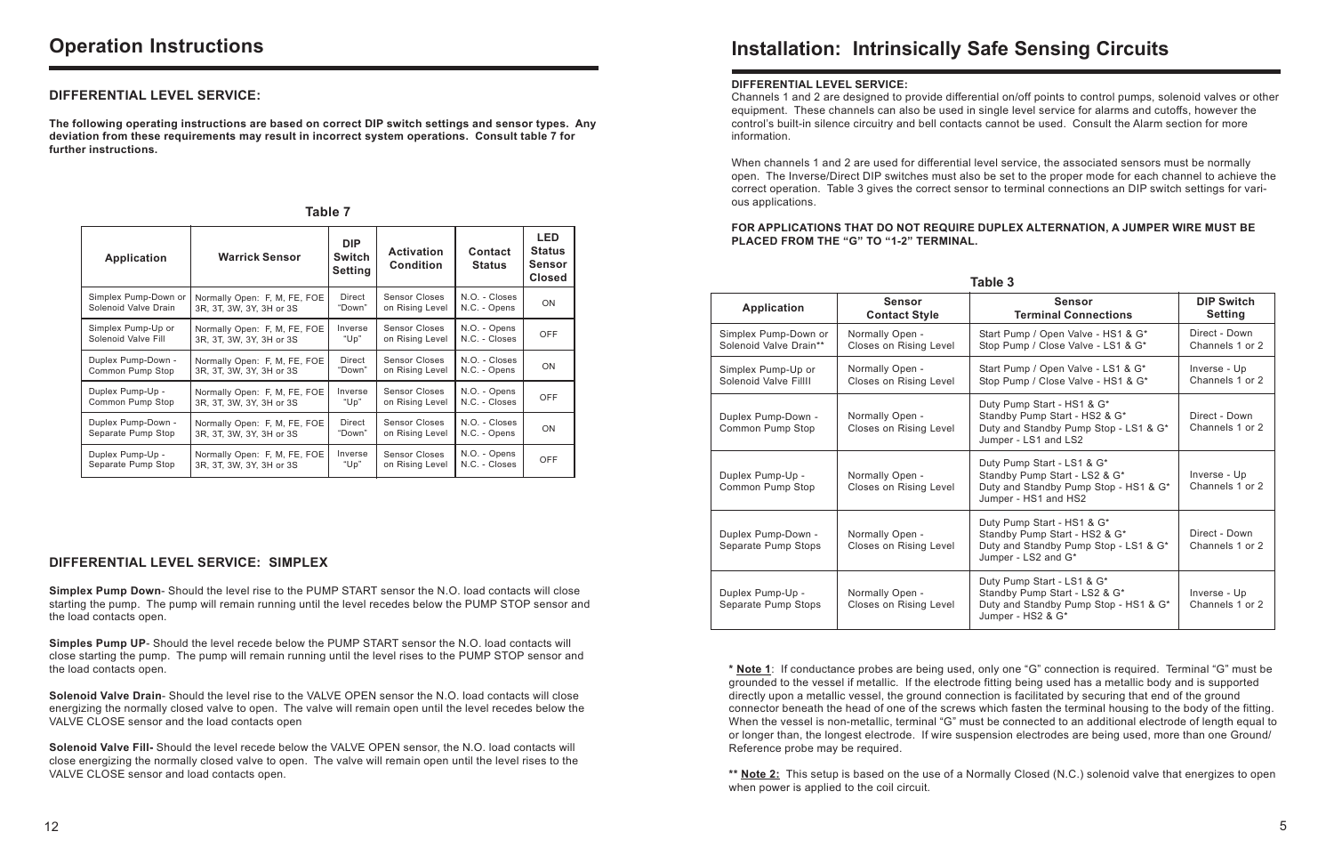# Operation Instructions

### DIFFERENTIAL LEVEL SERVICE:

**The following operating instructions are based on correct DIP switch settings and sensor types. Any deviation from these requirements may result in incorrect system operations. Consult table 7 for further instructions.**

**Table 7**

| Application | Warrick Sensor | DIP Switch Setting | Activation Condition | Contact Status | LED Status Sensor Closed |
|---|---|---|---|---|---|
| Simplex Pump-Down or Solenoid Valve Drain | Normally Open: F, M, FE, FOE 3R, 3T, 3W, 3Y, 3H or 3S | Direct "Down" | Sensor Closes on Rising Level | N.O. - Closes N.C. - Opens | ON |
| Simplex Pump-Up or Solenoid Valve Fill | Normally Open: F, M, FE, FOE 3R, 3T, 3W, 3Y, 3H or 3S | Inverse "Up" | Sensor Closes on Rising Level | N.O. - Opens N.C. - Closes | OFF |
| Duplex Pump-Down - Common Pump Stop | Normally Open: F, M, FE, FOE 3R, 3T, 3W, 3Y, 3H or 3S | Direct "Down" | Sensor Closes on Rising Level | N.O. - Closes N.C. - Opens | ON |
| Duplex Pump-Up - Common Pump Stop | Normally Open: F, M, FE, FOE 3R, 3T, 3W, 3Y, 3H or 3S | Inverse "Up" | Sensor Closes on Rising Level | N.O. - Opens N.C. - Closes | OFF |
| Duplex Pump-Down - Separate Pump Stop | Normally Open: F, M, FE, FOE 3R, 3T, 3W, 3Y, 3H or 3S | Direct "Down" | Sensor Closes on Rising Level | N.O. - Closes N.C. - Opens | ON |
| Duplex Pump-Up - Separate Pump Stop | Normally Open: F, M, FE, FOE 3R, 3T, 3W, 3Y, 3H or 3S | Inverse "Up" | Sensor Closes on Rising Level | N.O. - Opens N.C. - Closes | OFF |

### DIFFERENTIAL LEVEL SERVICE: SIMPLEX

**Simplex Pump Down**- Should the level rise to the PUMP START sensor the N.O. load contacts will close starting the pump. The pump will remain running until the level recedes below the PUMP STOP sensor and the load contacts open.

**Simples Pump UP**- Should the level recede below the PUMP START sensor the N.O. load contacts will close starting the pump. The pump will remain running until the level rises to the PUMP STOP sensor and the load contacts open.

**Solenoid Valve Drain**- Should the level rise to the VALVE OPEN sensor the N.O. load contacts will close energizing the normally closed valve to open. The valve will remain open until the level recedes below the VALVE CLOSE sensor and the load contacts open

**Solenoid Valve Fill-** Should the level recede below the VALVE OPEN sensor, the N.O. load contacts will close energizing the normally closed valve to open. The valve will remain open until the level rises to the VALVE CLOSE sensor and load contacts open.

# Installation: Intrinsically Safe Sensing Circuits

**DIFFERENTIAL LEVEL SERVICE:**

Channels 1 and 2 are designed to provide differential on/off points to control pumps, solenoid valves or other equipment. These channels can also be used in single level service for alarms and cutoffs, however the control's built-in silence circuitry and bell contacts cannot be used. Consult the Alarm section for more information.

When channels 1 and 2 are used for differential level service, the associated sensors must be normally open. The Inverse/Direct DIP switches must also be set to the proper mode for each channel to achieve the correct operation. Table 3 gives the correct sensor to terminal connections an DIP switch settings for various applications.

**FOR APPLICATIONS THAT DO NOT REQUIRE DUPLEX ALTERNATION, A JUMPER WIRE MUST BE PLACED FROM THE "G" TO "1-2" TERMINAL.**

**Table 3**

| Application | Sensor Contact Style | Sensor Terminal Connections | DIP Switch Setting |
|---|---|---|---|
| Simplex Pump-Down or Solenoid Valve Drain** | Normally Open - Closes on Rising Level | Start Pump / Open Valve - HS1 & G* Stop Pump / Close Valve - LS1 & G* | Direct - Down Channels 1 or 2 |
| Simplex Pump-Up or Solenoid Valve FillII | Normally Open - Closes on Rising Level | Start Pump / Open Valve - LS1 & G* Stop Pump / Close Valve - HS1 & G* | Inverse - Up Channels 1 or 2 |
| Duplex Pump-Down - Common Pump Stop | Normally Open - Closes on Rising Level | Duty Pump Start - HS1 & G* Standby Pump Start - HS2 & G* Duty and Standby Pump Stop - LS1 & G* Jumper - LS1 and LS2 | Direct - Down Channels 1 or 2 |
| Duplex Pump-Up - Common Pump Stop | Normally Open - Closes on Rising Level | Duty Pump Start - LS1 & G* Standby Pump Start - LS2 & G* Duty and Standby Pump Stop - HS1 & G* Jumper - HS1 and HS2 | Inverse - Up Channels 1 or 2 |
| Duplex Pump-Down - Separate Pump Stops | Normally Open - Closes on Rising Level | Duty Pump Start - HS1 & G* Standby Pump Start - HS2 & G* Duty and Standby Pump Stop - LS1 & G* Jumper - LS2 and G* | Direct - Down Channels 1 or 2 |
| Duplex Pump-Up - Separate Pump Stops | Normally Open - Closes on Rising Level | Duty Pump Start - LS1 & G* Standby Pump Start - LS2 & G* Duty and Standby Pump Stop - HS1 & G* Jumper - HS2 & G* | Inverse - Up Channels 1 or 2 |

* **Note 1**: If conductance probes are being used, only one "G" connection is required. Terminal "G" must be grounded to the vessel if metallic. If the electrode fitting being used has a metallic body and is supported directly upon a metallic vessel, the ground connection is facilitated by securing that end of the ground connector beneath the head of one of the screws which fasten the terminal housing to the body of the fitting. When the vessel is non-metallic, terminal "G" must be connected to an additional electrode of length equal to or longer than, the longest electrode. If wire suspension electrodes are being used, more than one Ground/Reference probe may be required.

** **Note 2:** This setup is based on the use of a Normally Closed (N.C.) solenoid valve that energizes to open when power is applied to the coil circuit.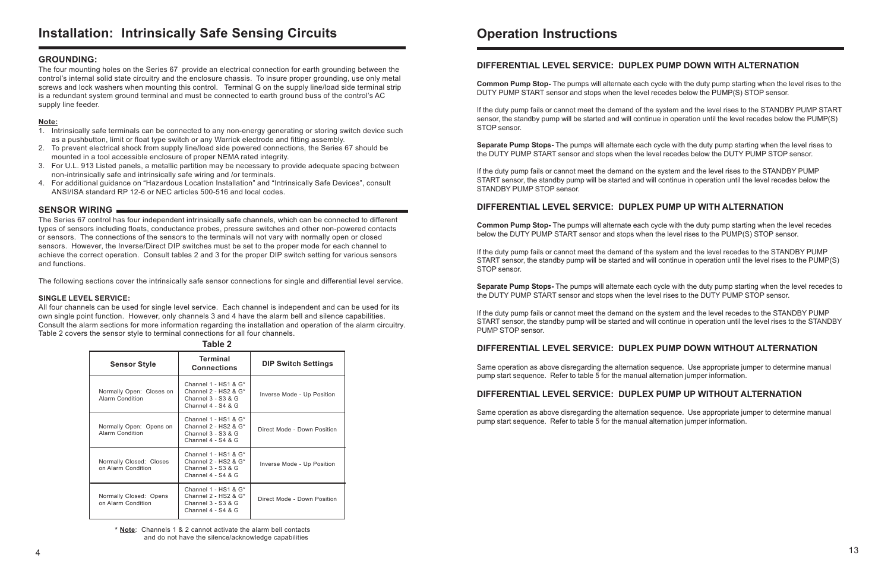# Installation: Intrinsically Safe Sensing Circuits

### GROUNDING:

The four mounting holes on the Series 67 provide an electrical connection for earth grounding between the control's internal solid state circuitry and the enclosure chassis. To insure proper grounding, use only metal screws and lock washers when mounting this control. Terminal G on the supply line/load side terminal strip is a redundant system ground terminal and must be connected to earth ground buss of the control's AC supply line feeder.

**Note:**

1. Intrinsically safe terminals can be connected to any non-energy generating or storing switch device such as a pushbutton, limit or float type switch or any Warrick electrode and fitting assembly.
2. To prevent electrical shock from supply line/load side powered connections, the Series 67 should be mounted in a tool accessible enclosure of proper NEMA rated integrity.
3. For U.L. 913 Listed panels, a metallic partition may be necessary to provide adequate spacing between non-intrinsically safe and intrinsically safe wiring and /or terminals.
4. For additional guidance on "Hazardous Location Installation" and "Intrinsically Safe Devices", consult ANSI/ISA standard RP 12-6 or NEC articles 500-516 and local codes.

### SENSOR WIRING

The Series 67 control has four independent intrinsically safe channels, which can be connected to different types of sensors including floats, conductance probes, pressure switches and other non-powered contacts or sensors. The connections of the sensors to the terminals will not vary with normally open or closed sensors. However, the Inverse/Direct DIP switches must be set to the proper mode for each channel to achieve the correct operation. Consult tables 2 and 3 for the proper DIP switch setting for various sensors and functions.

The following sections cover the intrinsically safe sensor connections for single and differential level service.

**SINGLE LEVEL SERVICE:**

All four channels can be used for single level service. Each channel is independent and can be used for its own single point function. However, only channels 3 and 4 have the alarm bell and silence capabilities. Consult the alarm sections for more information regarding the installation and operation of the alarm circuitry. Table 2 covers the sensor style to terminal connections for all four channels.

**Table 2**

| Sensor Style | Terminal Connections | DIP Switch Settings |
|---|---|---|
| Normally Open: Closes on Alarm Condition | Channel 1 - HS1 & G*<br>Channel 2 - HS2 & G*<br>Channel 3 - S3 & G<br>Channel 4 - S4 & G | Inverse Mode - Up Position |
| Normally Open: Opens on Alarm Condition | Channel 1 - HS1 & G*<br>Channel 2 - HS2 & G*<br>Channel 3 - S3 & G<br>Channel 4 - S4 & G | Direct Mode - Down Position |
| Normally Closed: Closes on Alarm Condition | Channel 1 - HS1 & G*<br>Channel 2 - HS2 & G*<br>Channel 3 - S3 & G<br>Channel 4 - S4 & G | Inverse Mode - Up Position |
| Normally Closed: Opens on Alarm Condition | Channel 1 - HS1 & G*<br>Channel 2 - HS2 & G*<br>Channel 3 - S3 & G<br>Channel 4 - S4 & G | Direct Mode - Down Position |

\* **Note**: Channels 1 & 2 cannot activate the alarm bell contacts and do not have the silence/acknowledge capabilities

# Operation Instructions

### DIFFERENTIAL LEVEL SERVICE: DUPLEX PUMP DOWN WITH ALTERNATION

**Common Pump Stop-** The pumps will alternate each cycle with the duty pump starting when the level rises to the DUTY PUMP START sensor and stops when the level recedes below the PUMP(S) STOP sensor.

If the duty pump fails or cannot meet the demand of the system and the level rises to the STANDBY PUMP START sensor, the standby pump will be started and will continue in operation until the level recedes below the PUMP(S) STOP sensor.

**Separate Pump Stops-** The pumps will alternate each cycle with the duty pump starting when the level rises to the DUTY PUMP START sensor and stops when the level recedes below the DUTY PUMP STOP sensor.

If the duty pump fails or cannot meet the demand on the system and the level rises to the STANDBY PUMP START sensor, the standby pump will be started and will continue in operation until the level recedes below the STANDBY PUMP STOP sensor.

### DIFFERENTIAL LEVEL SERVICE: DUPLEX PUMP UP WITH ALTERNATION

**Common Pump Stop-** The pumps will alternate each cycle with the duty pump starting when the level recedes below the DUTY PUMP START sensor and stops when the level rises to the PUMP(S) STOP sensor.

If the duty pump fails or cannot meet the demand of the system and the level recedes to the STANDBY PUMP START sensor, the standby pump will be started and will continue in operation until the level rises to the PUMP(S) STOP sensor.

**Separate Pump Stops-** The pumps will alternate each cycle with the duty pump starting when the level recedes to the DUTY PUMP START sensor and stops when the level rises to the DUTY PUMP STOP sensor.

If the duty pump fails or cannot meet the demand on the system and the level recedes to the STANDBY PUMP START sensor, the standby pump will be started and will continue in operation until the level rises to the STANDBY PUMP STOP sensor.

### DIFFERENTIAL LEVEL SERVICE: DUPLEX PUMP DOWN WITHOUT ALTERNATION

Same operation as above disregarding the alternation sequence. Use appropriate jumper to determine manual pump start sequence. Refer to table 5 for the manual alternation jumper information.

### DIFFERENTIAL LEVEL SERVICE: DUPLEX PUMP UP WITHOUT ALTERNATION

Same operation as above disregarding the alternation sequence. Use appropriate jumper to determine manual pump start sequence. Refer to table 5 for the manual alternation jumper information.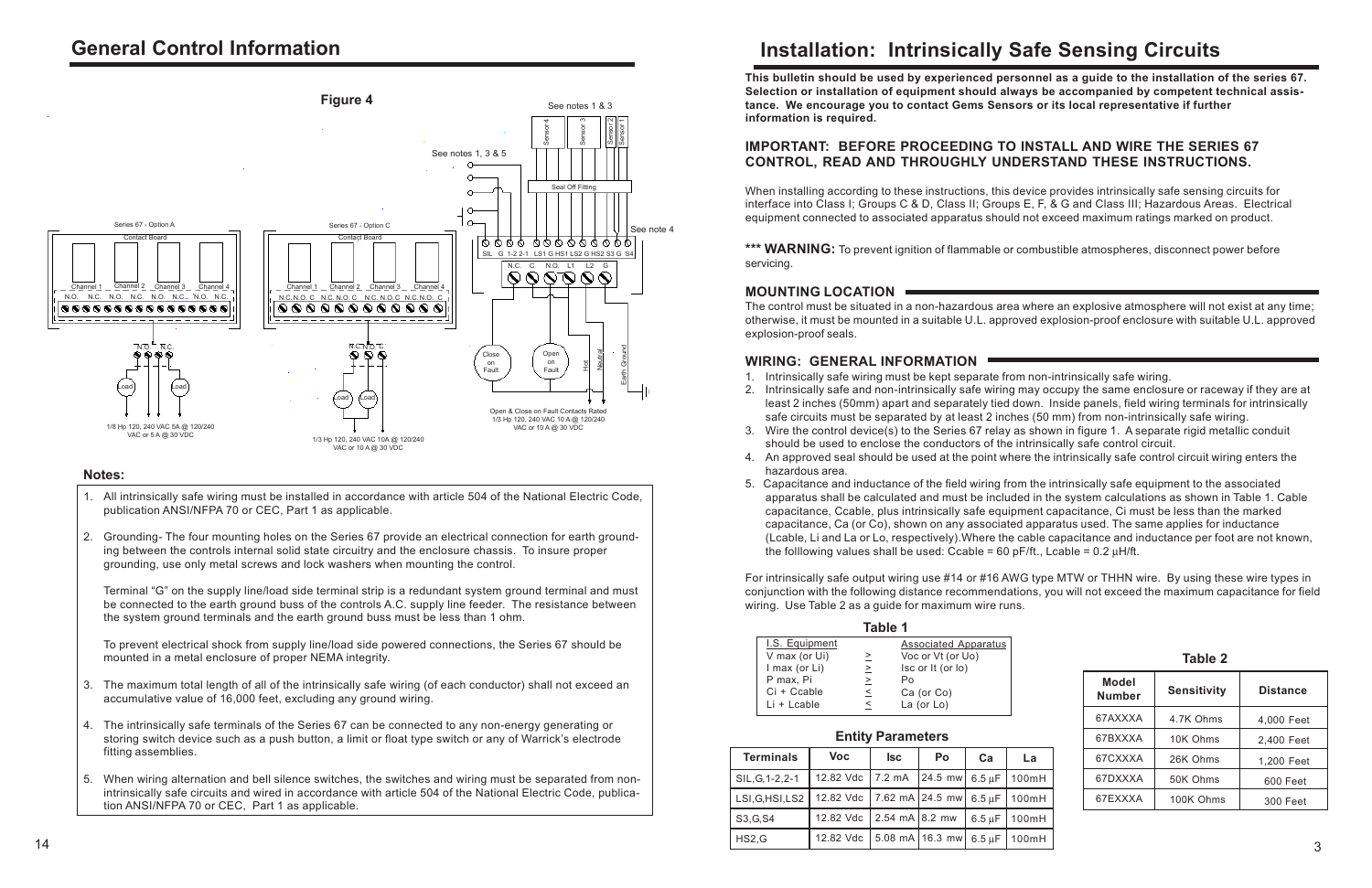# General Control Information

**Figure 4**

See notes 1 & 3

See notes 1, 3 & 5

Sensor 4 Sensor 3 Sensor 2 Sensor 1

Seal Off Fitting

See note 4

Series 67 - Option A

Contact Board

Channel 1 Channel 2 Channel 3 Channel 4

N.O. N.C. N.O. N.C. N.O. N.C. N.O. N.C.

Series 67 - Option C

Contact Board

Channel 1 Channel 2 Channel 3 Channel 4

N.C. N.O. C N.C. N.O. C N.C. N.O. C N.C. N.O. C

SIL G 1-2 2-1 LS1 G HS1 LS2 G HS2 S3 G S4

N.C. C N.O. L1 L2 G

N.O. N.C.

Load Load

1/8 Hp 120, 240 VAC 5A @ 120/240 VAC or 5 A @ 30 VDC

N.C. N.O. C

Load Load

1/3 Hp 120, 240 VAC 10A @ 120/240 VAC or 10 A @ 30 VDC

Close on Fault

Open on Fault

Hot Neutral Earth Ground

Open & Close on Fault Contacts Rated 1/3 Hp 120, 240 VAC 10 A @ 120/240 VAC or 10 A @ 30 VDC

## Notes:

1. All intrinsically safe wiring must be installed in accordance with article 504 of the National Electric Code, publication ANSI/NFPA 70 or CEC, Part 1 as applicable.

2. Grounding- The four mounting holes on the Series 67 provide an electrical connection for earth grounding between the controls internal solid state circuitry and the enclosure chassis. To insure proper grounding, use only metal screws and lock washers when mounting the control.

   Terminal "G" on the supply line/load side terminal strip is a redundant system ground terminal and must be connected to the earth ground buss of the controls A.C. supply line feeder. The resistance between the system ground terminals and the earth ground buss must be less than 1 ohm.

   To prevent electrical shock from supply line/load side powered connections, the Series 67 should be mounted in a metal enclosure of proper NEMA integrity.

3. The maximum total length of all of the intrinsically safe wiring (of each conductor) shall not exceed an accumulative value of 16,000 feet, excluding any ground wiring.

4. The intrinsically safe terminals of the Series 67 can be connected to any non-energy generating or storing switch device such as a push button, a limit or float type switch or any of Warrick's electrode fitting assemblies.

5. When wiring alternation and bell silence switches, the switches and wiring must be separated from non-intrinsically safe circuits and wired in accordance with article 504 of the National Electric Code, publication ANSI/NFPA 70 or CEC, Part 1 as applicable.

# Installation: Intrinsically Safe Sensing Circuits

**This bulletin should be used by experienced personnel as a guide to the installation of the series 67. Selection or installation of equipment should always be accompanied by competent technical assistance. We encourage you to contact Gems Sensors or its local representative if further information is required.**

### IMPORTANT: BEFORE PROCEEDING TO INSTALL AND WIRE THE SERIES 67 CONTROL, READ AND THROUGHLY UNDERSTAND THESE INSTRUCTIONS.

When installing according to these instructions, this device provides intrinsically safe sensing circuits for interface into Class I; Groups C & D, Class II; Groups E, F, & G and Class III; Hazardous Areas. Electrical equipment connected to associated apparatus should not exceed maximum ratings marked on product.

**\*\*\* WARNING:** To prevent ignition of flammable or combustible atmospheres, disconnect power before servicing.

### MOUNTING LOCATION

The control must be situated in a non-hazardous area where an explosive atmosphere will not exist at any time; otherwise, it must be mounted in a suitable U.L. approved explosion-proof enclosure with suitable U.L. approved explosion-proof seals.

### WIRING: GENERAL INFORMATION

1. Intrinsically safe wiring must be kept separate from non-intrinsically safe wiring.
2. Intrinsically safe and non-intrinsically safe wiring may occupy the same enclosure or raceway if they are at least 2 inches (50mm) apart and separately tied down. Inside panels, field wiring terminals for intrinsically safe circuits must be separated by at least 2 inches (50 mm) from non-intrinsically safe wiring.
3. Wire the control device(s) to the Series 67 relay as shown in figure 1. A separate rigid metallic conduit should be used to enclose the conductors of the intrinsically safe control circuit.
4. An approved seal should be used at the point where the intrinsically safe control circuit wiring enters the hazardous area.
5. Capacitance and inductance of the field wiring from the intrinsically safe equipment to the associated apparatus shall be calculated and must be included in the system calculations as shown in Table 1. Cable capacitance, Ccable, plus intrinsically safe equipment capacitance, Ci must be less than the marked capacitance, Ca (or Co), shown on any associated apparatus used. The same applies for inductance (Lcable, Li and La or Lo, respectively).Where the cable capacitance and inductance per foot are not known, the folllowing values shall be used: Ccable = 60 pF/ft., Lcable = 0.2 μH/ft.

For intrinsically safe output wiring use #14 or #16 AWG type MTW or THHN wire. By using these wire types in conjunction with the following distance recommendations, you will not exceed the maximum capacitance for field wiring. Use Table 2 as a guide for maximum wire runs.

**Table 1**

| I.S. Equipment | | Associated Apparatus |
|---|---|---|
| V max (or Ui) | ≥ | Voc or Vt (or Uo) |
| I max (or Li) | ≥ | Isc or It (or Io) |
| P max, Pi | ≥ | Po |
| Ci + Ccable | ≤ | Ca (or Co) |
| Li + Lcable | ≤ | La (or Lo) |

**Entity Parameters**

| Terminals | Voc | Isc | Po | Ca | La |
|---|---|---|---|---|---|
| SIL,G,1-2,2-1 | 12.82 Vdc | 7.2 mA | 24.5 mw | 6.5 μF | 100mH |
| LSI,G,HSI,LS2 | 12.82 Vdc | 7.62 mA | 24.5 mw | 6.5 μF | 100mH |
| S3,G,S4 | 12.82 Vdc | 2.54 mA | 8.2 mw | 6.5 μF | 100mH |
| HS2,G | 12.82 Vdc | 5.08 mA | 16.3 mw | 6.5 μF | 100mH |

**Table 2**

| Model Number | Sensitivity | Distance |
|---|---|---|
| 67AXXXA | 4.7K Ohms | 4,000 Feet |
| 67BXXXA | 10K Ohms | 2,400 Feet |
| 67CXXXA | 26K Ohms | 1,200 Feet |
| 67DXXXA | 50K Ohms | 600 Feet |
| 67EXXXA | 100K Ohms | 300 Feet |